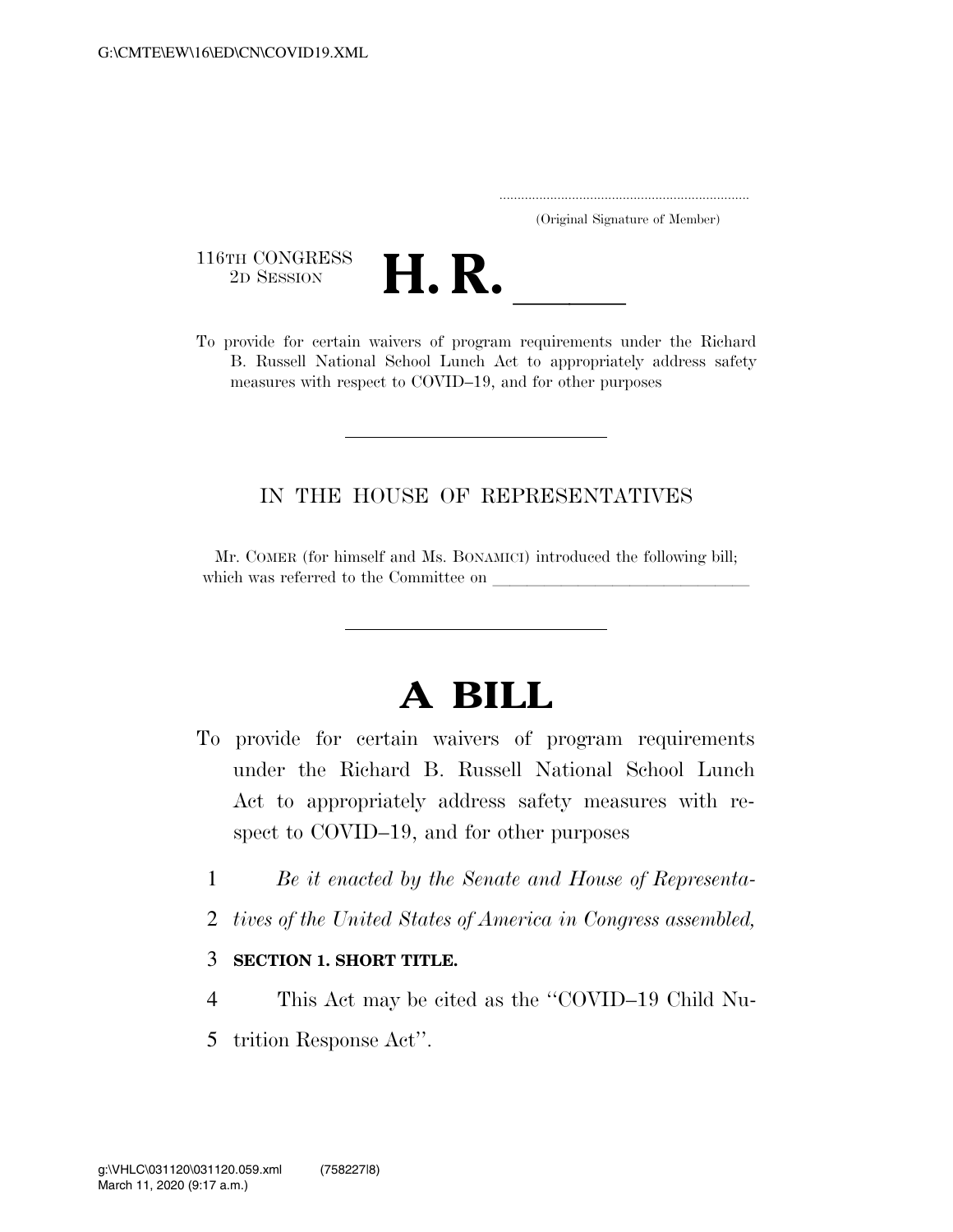G:\CMTE\EW\16\ED\CN\COVID19.XML

.....................................................................
(Original Signature of Member)

116TH CONGRESS
2D SESSION

# H. R. \_\_\_\_\_\_

To provide for certain waivers of program requirements under the Richard B. Russell National School Lunch Act to appropriately address safety measures with respect to COVID–19, and for other purposes

---

IN THE HOUSE OF REPRESENTATIVES

Mr. COMER (for himself and Ms. BONAMICI) introduced the following bill; which was referred to the Committee on \_\_\_\_\_\_\_\_\_\_\_\_\_\_\_\_\_\_\_\_\_\_\_\_\_\_\_\_\_\_

---

# A BILL

To provide for certain waivers of program requirements under the Richard B. Russell National School Lunch Act to appropriately address safety measures with respect to COVID–19, and for other purposes

1 *Be it enacted by the Senate and House of Representa-*
2 *tives of the United States of America in Congress assembled,*

3 **SECTION 1. SHORT TITLE.**

4 This Act may be cited as the ''COVID–19 Child Nu-
5 trition Response Act''.

g:\VHLC\031120\031120.059.xml (758227|8)
March 11, 2020 (9:17 a.m.)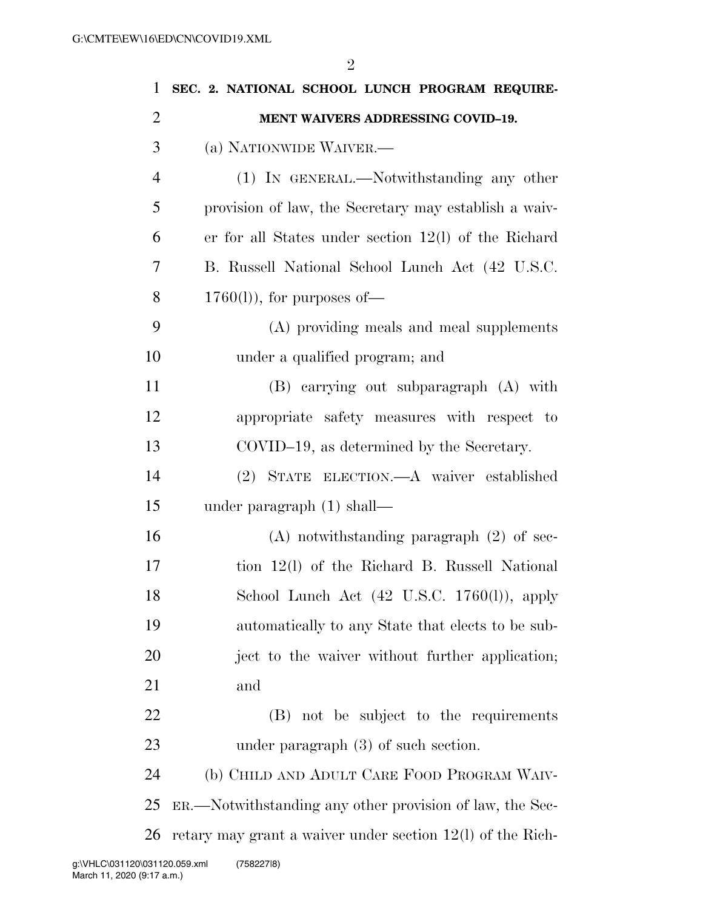**SEC. 2. NATIONAL SCHOOL LUNCH PROGRAM REQUIREMENT WAIVERS ADDRESSING COVID–19.**

(a) NATIONWIDE WAIVER.—

(1) IN GENERAL.—Notwithstanding any other provision of law, the Secretary may establish a waiver for all States under section 12(l) of the Richard B. Russell National School Lunch Act (42 U.S.C. 1760(l)), for purposes of—

(A) providing meals and meal supplements under a qualified program; and

(B) carrying out subparagraph (A) with appropriate safety measures with respect to COVID–19, as determined by the Secretary.

(2) STATE ELECTION.—A waiver established under paragraph (1) shall—

(A) notwithstanding paragraph (2) of section 12(l) of the Richard B. Russell National School Lunch Act (42 U.S.C. 1760(l)), apply automatically to any State that elects to be subject to the waiver without further application; and

(B) not be subject to the requirements under paragraph (3) of such section.

(b) CHILD AND ADULT CARE FOOD PROGRAM WAIVER.—Notwithstanding any other provision of law, the Secretary may grant a waiver under section 12(l) of the Rich-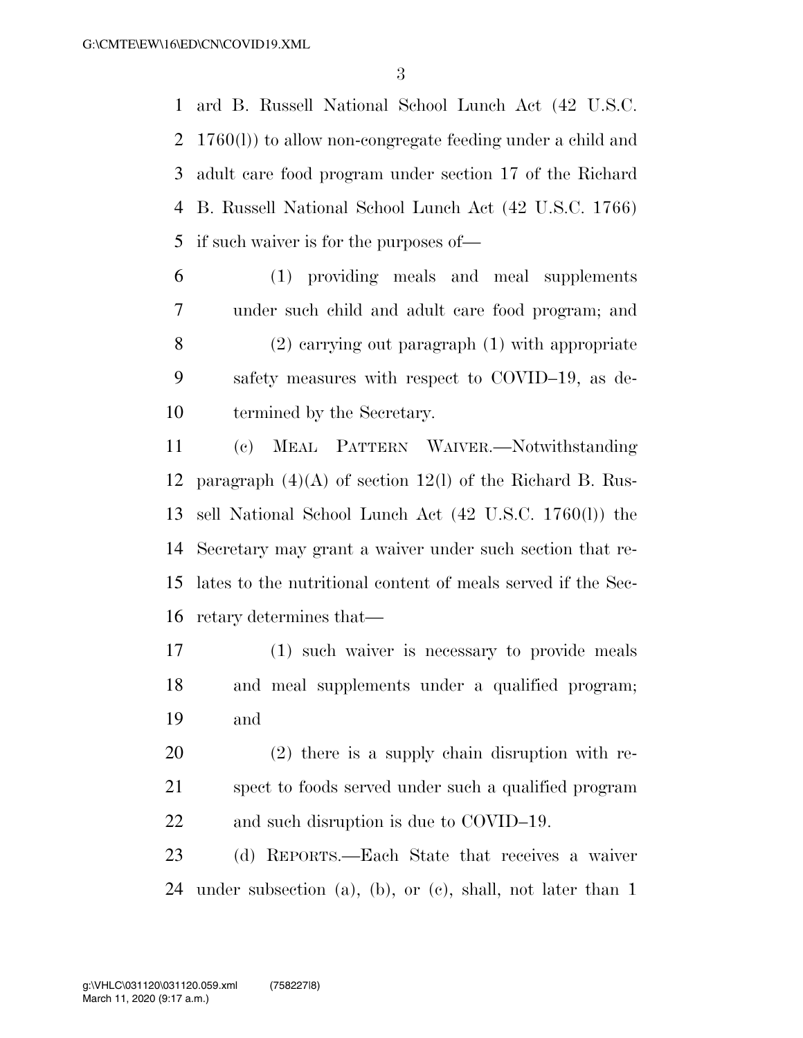ard B. Russell National School Lunch Act (42 U.S.C. 1760(l)) to allow non-congregate feeding under a child and adult care food program under section 17 of the Richard B. Russell National School Lunch Act (42 U.S.C. 1766) if such waiver is for the purposes of—

(1) providing meals and meal supplements under such child and adult care food program; and

(2) carrying out paragraph (1) with appropriate safety measures with respect to COVID–19, as determined by the Secretary.

(c) MEAL PATTERN WAIVER.—Notwithstanding paragraph (4)(A) of section 12(l) of the Richard B. Russell National School Lunch Act (42 U.S.C. 1760(l)) the Secretary may grant a waiver under such section that relates to the nutritional content of meals served if the Secretary determines that—

(1) such waiver is necessary to provide meals and meal supplements under a qualified program; and

(2) there is a supply chain disruption with respect to foods served under such a qualified program and such disruption is due to COVID–19.

(d) REPORTS.—Each State that receives a waiver under subsection (a), (b), or (c), shall, not later than 1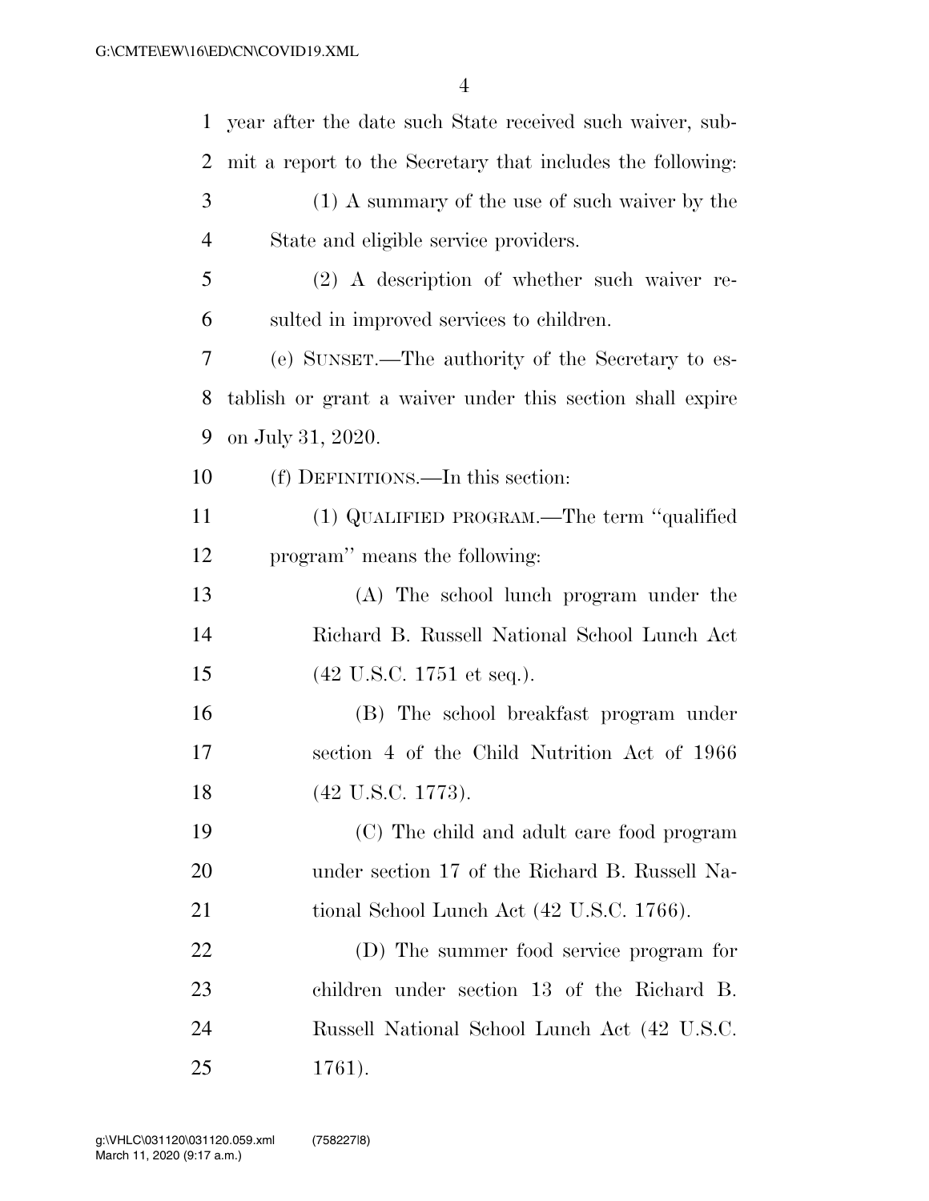year after the date such State received such waiver, submit a report to the Secretary that includes the following:

(1) A summary of the use of such waiver by the State and eligible service providers.

(2) A description of whether such waiver resulted in improved services to children.

(e) SUNSET.—The authority of the Secretary to establish or grant a waiver under this section shall expire on July 31, 2020.

(f) DEFINITIONS.—In this section:

(1) QUALIFIED PROGRAM.—The term "qualified program" means the following:

(A) The school lunch program under the Richard B. Russell National School Lunch Act (42 U.S.C. 1751 et seq.).

(B) The school breakfast program under section 4 of the Child Nutrition Act of 1966 (42 U.S.C. 1773).

(C) The child and adult care food program under section 17 of the Richard B. Russell National School Lunch Act (42 U.S.C. 1766).

(D) The summer food service program for children under section 13 of the Richard B. Russell National School Lunch Act (42 U.S.C. 1761).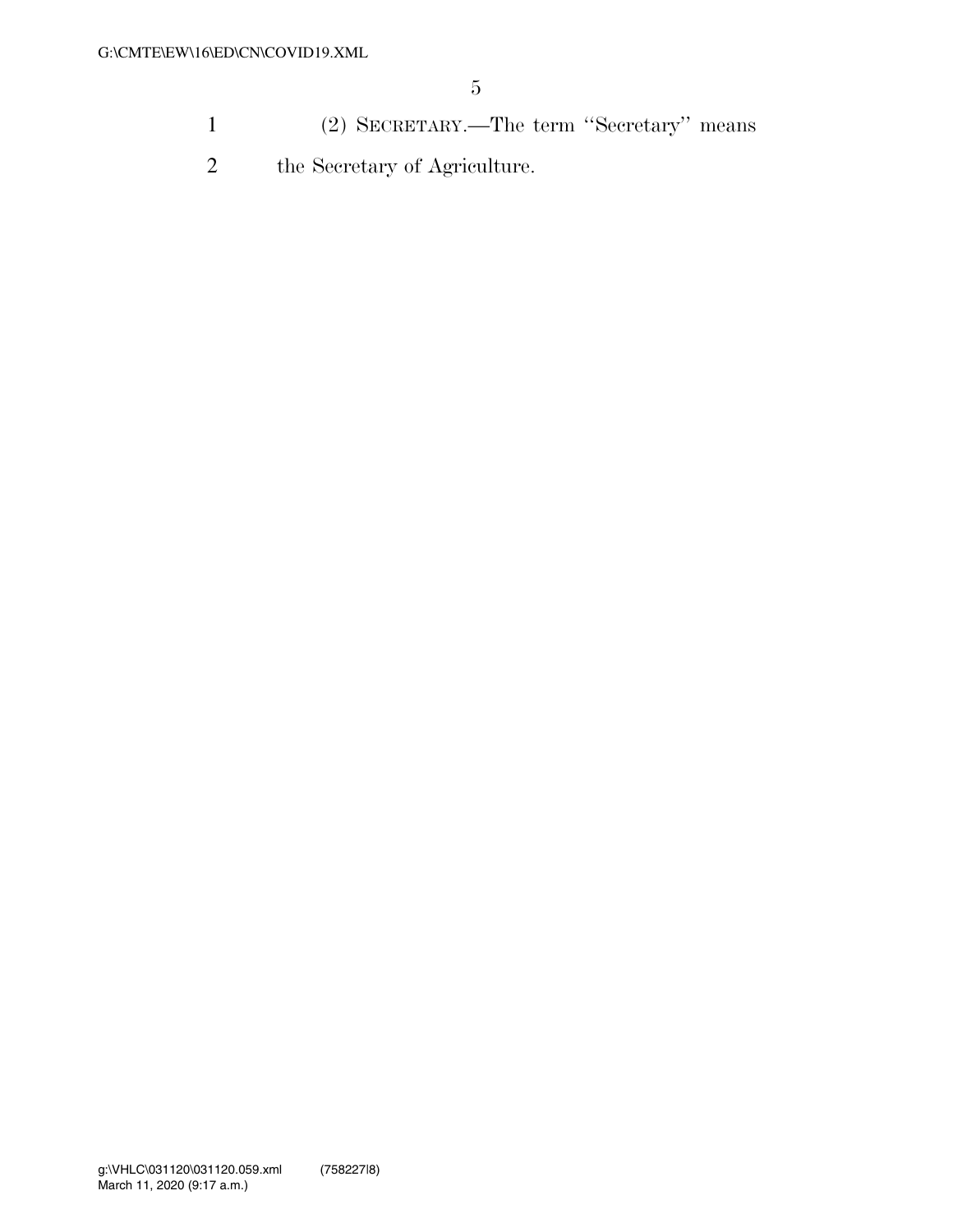(2) SECRETARY.—The term "Secretary" means the Secretary of Agriculture.